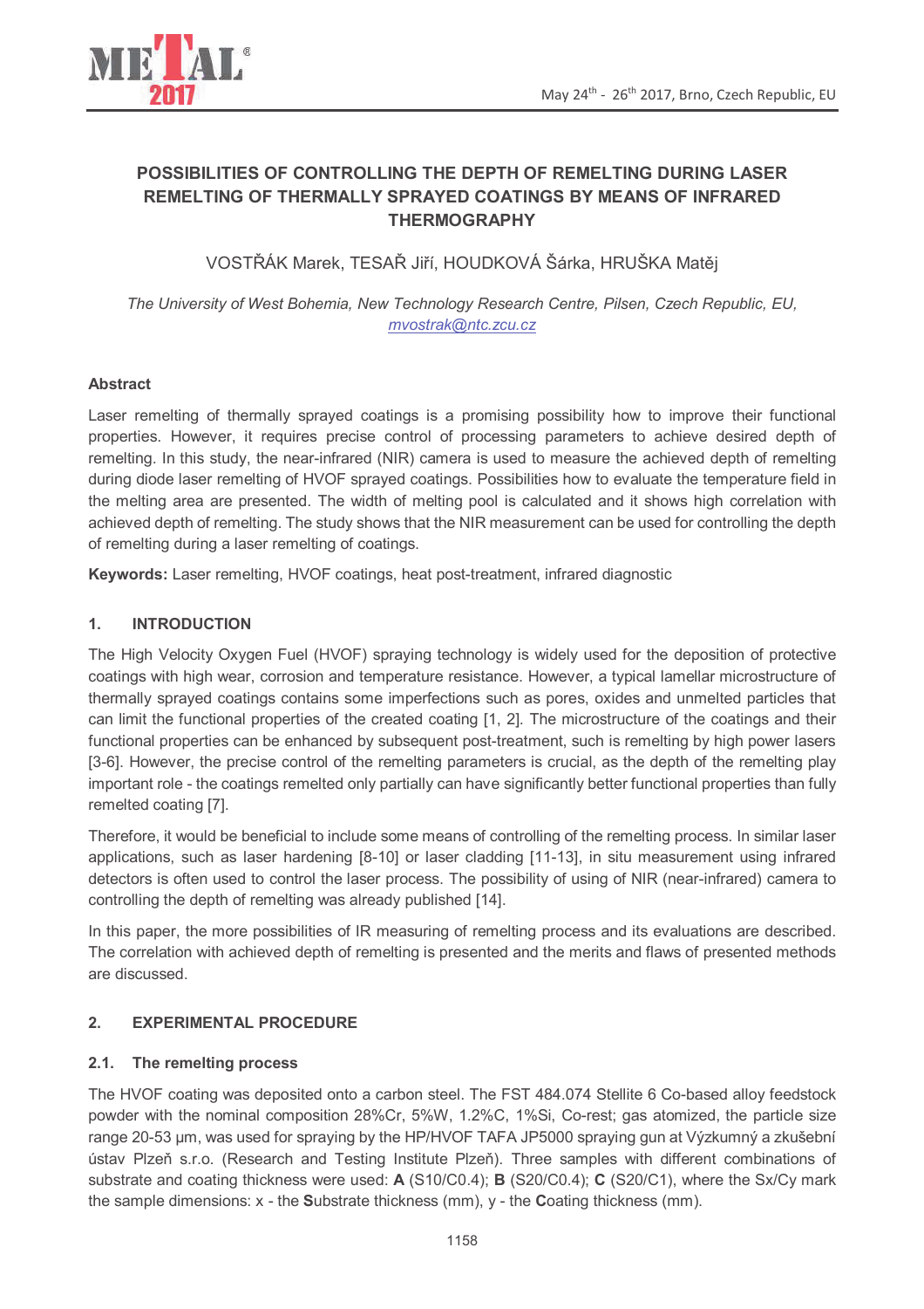# POSSIBILITIES OF CONTROLLING THE DEPTH OF REMELTING DURING LASER REMELTING OF THERMALLY SPRAYED COATINGS BY MEANS OF INFRARED THERMOGRAPHY

VOSTŘÁK Marek, TESAŘ Jiří, HOUDKOVÁ Šárka, HRUŠKA Matěj

*The University of West Bohemia, New Technology Research Centre, Pilsen, Czech Republic, EU, mvostrak@ntc.zcu.cz*

## Abstract

Laser remelting of thermally sprayed coatings is a promising possibility how to improve their functional properties. However, it requires precise control of processing parameters to achieve desired depth of remelting. In this study, the near-infrared (NIR) camera is used to measure the achieved depth of remelting during diode laser remelting of HVOF sprayed coatings. Possibilities how to evaluate the temperature field in the melting area are presented. The width of melting pool is calculated and it shows high correlation with achieved depth of remelting. The study shows that the NIR measurement can be used for controlling the depth of remelting during a laser remelting of coatings.

**Keywords:** Laser remelting, HVOF coatings, heat post-treatment, infrared diagnostic

## 1. INTRODUCTION

The High Velocity Oxygen Fuel (HVOF) spraying technology is widely used for the deposition of protective coatings with high wear, corrosion and temperature resistance. However, a typical lamellar microstructure of thermally sprayed coatings contains some imperfections such as pores, oxides and unmelted particles that can limit the functional properties of the created coating [1, 2]. The microstructure of the coatings and their functional properties can be enhanced by subsequent post-treatment, such is remelting by high power lasers [3-6]. However, the precise control of the remelting parameters is crucial, as the depth of the remelting play important role - the coatings remelted only partially can have significantly better functional properties than fully remelted coating [7].

Therefore, it would be beneficial to include some means of controlling of the remelting process. In similar laser applications, such as laser hardening [8-10] or laser cladding [11-13], in situ measurement using infrared detectors is often used to control the laser process. The possibility of using of NIR (near-infrared) camera to controlling the depth of remelting was already published [14].

In this paper, the more possibilities of IR measuring of remelting process and its evaluations are described. The correlation with achieved depth of remelting is presented and the merits and flaws of presented methods are discussed.

## 2. EXPERIMENTAL PROCEDURE

### 2.1. The remelting process

The HVOF coating was deposited onto a carbon steel. The FST 484.074 Stellite 6 Co-based alloy feedstock powder with the nominal composition 28%Cr, 5%W, 1.2%C, 1%Si, Co-rest; gas atomized, the particle size range 20-53 µm, was used for spraying by the HP/HVOF TAFA JP5000 spraying gun at Výzkumný a zkušební ústav Plzeň s.r.o. (Research and Testing Institute Plzeň). Three samples with different combinations of substrate and coating thickness were used: **A** (S10/C0.4); **B** (S20/C0.4); **C** (S20/C1), where the Sx/Cy mark the sample dimensions: x - the **S**ubstrate thickness (mm), y - the **C**oating thickness (mm).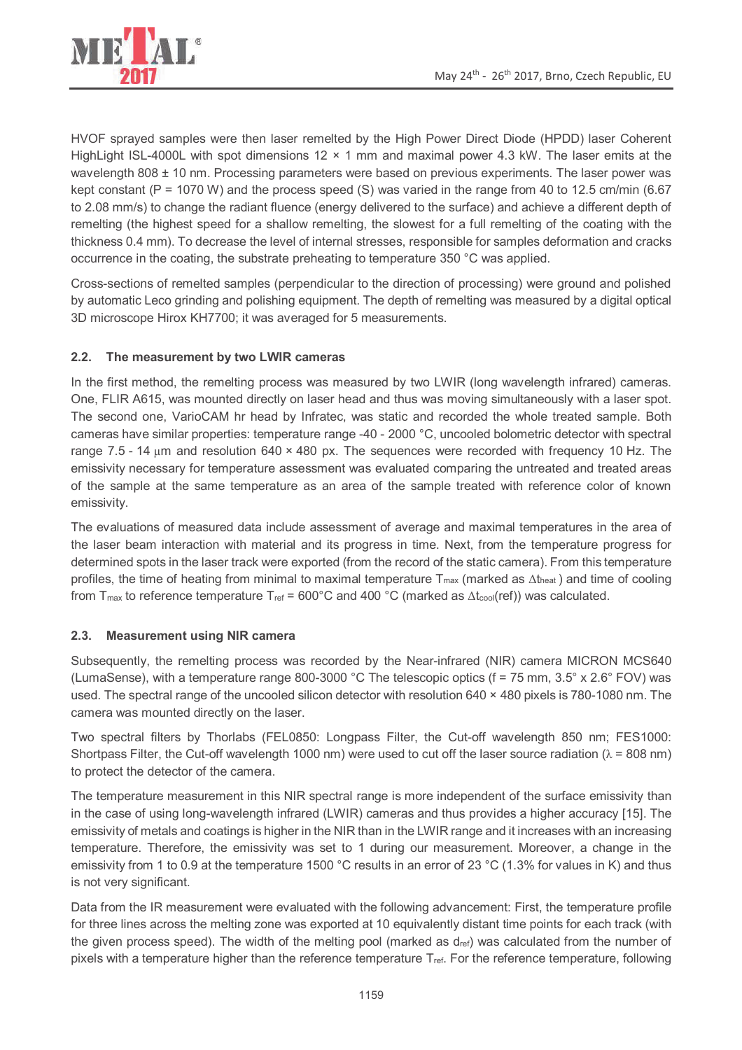HVOF sprayed samples were then laser remelted by the High Power Direct Diode (HPDD) laser Coherent HighLight ISL-4000L with spot dimensions 12 × 1 mm and maximal power 4.3 kW. The laser emits at the wavelength 808 ± 10 nm. Processing parameters were based on previous experiments. The laser power was kept constant (P = 1070 W) and the process speed (S) was varied in the range from 40 to 12.5 cm/min (6.67 to 2.08 mm/s) to change the radiant fluence (energy delivered to the surface) and achieve a different depth of remelting (the highest speed for a shallow remelting, the slowest for a full remelting of the coating with the thickness 0.4 mm). To decrease the level of internal stresses, responsible for samples deformation and cracks occurrence in the coating, the substrate preheating to temperature 350 °C was applied.

Cross-sections of remelted samples (perpendicular to the direction of processing) were ground and polished by automatic Leco grinding and polishing equipment. The depth of remelting was measured by a digital optical 3D microscope Hirox KH7700; it was averaged for 5 measurements.

### 2.2. The measurement by two LWIR cameras

In the first method, the remelting process was measured by two LWIR (long wavelength infrared) cameras. One, FLIR A615, was mounted directly on laser head and thus was moving simultaneously with a laser spot. The second one, VarioCAM hr head by Infratec, was static and recorded the whole treated sample. Both cameras have similar properties: temperature range -40 - 2000 °C, uncooled bolometric detector with spectral range 7.5 - 14 μm and resolution 640 × 480 px. The sequences were recorded with frequency 10 Hz. The emissivity necessary for temperature assessment was evaluated comparing the untreated and treated areas of the sample at the same temperature as an area of the sample treated with reference color of known emissivity.

The evaluations of measured data include assessment of average and maximal temperatures in the area of the laser beam interaction with material and its progress in time. Next, from the temperature progress for determined spots in the laser track were exported (from the record of the static camera). From this temperature profiles, the time of heating from minimal to maximal temperature $T_{max}$ (marked as $\Delta t_{heat}$ ) and time of cooling from $T_{max}$ to reference temperature $T_{ref}$ = 600°C and 400 °C (marked as $\Delta t_{cool}(ref)$) was calculated.

### 2.3. Measurement using NIR camera

Subsequently, the remelting process was recorded by the Near-infrared (NIR) camera MICRON MCS640 (LumaSense), with a temperature range 800-3000 °C The telescopic optics (f = 75 mm, 3.5° x 2.6° FOV) was used. The spectral range of the uncooled silicon detector with resolution 640 × 480 pixels is 780-1080 nm. The camera was mounted directly on the laser.

Two spectral filters by Thorlabs (FEL0850: Longpass Filter, the Cut-off wavelength 850 nm; FES1000: Shortpass Filter, the Cut-off wavelength 1000 nm) were used to cut off the laser source radiation (λ = 808 nm) to protect the detector of the camera.

The temperature measurement in this NIR spectral range is more independent of the surface emissivity than in the case of using long-wavelength infrared (LWIR) cameras and thus provides a higher accuracy [15]. The emissivity of metals and coatings is higher in the NIR than in the LWIR range and it increases with an increasing temperature. Therefore, the emissivity was set to 1 during our measurement. Moreover, a change in the emissivity from 1 to 0.9 at the temperature 1500 °C results in an error of 23 °C (1.3% for values in K) and thus is not very significant.

Data from the IR measurement were evaluated with the following advancement: First, the temperature profile for three lines across the melting zone was exported at 10 equivalently distant time points for each track (with the given process speed). The width of the melting pool (marked as $d_{ref}$) was calculated from the number of pixels with a temperature higher than the reference temperature $T_{ref}$. For the reference temperature, following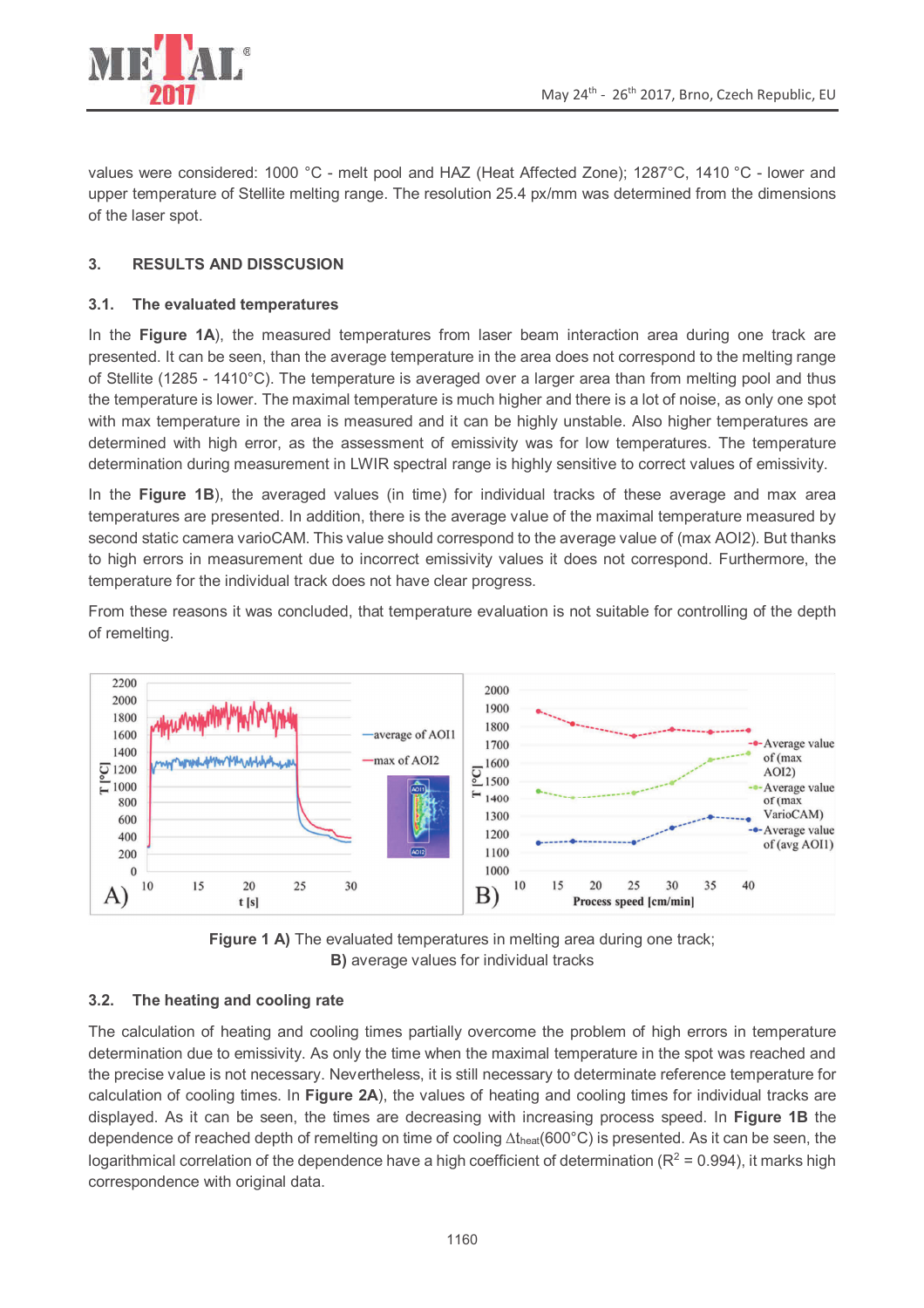values were considered: 1000 °C - melt pool and HAZ (Heat Affected Zone); 1287°C, 1410 °C - lower and upper temperature of Stellite melting range. The resolution 25.4 px/mm was determined from the dimensions of the laser spot.

## 3. RESULTS AND DISSCUSION

### 3.1. The evaluated temperatures

In the **Figure 1A**), the measured temperatures from laser beam interaction area during one track are presented. It can be seen, than the average temperature in the area does not correspond to the melting range of Stellite (1285 - 1410°C). The temperature is averaged over a larger area than from melting pool and thus the temperature is lower. The maximal temperature is much higher and there is a lot of noise, as only one spot with max temperature in the area is measured and it can be highly unstable. Also higher temperatures are determined with high error, as the assessment of emissivity was for low temperatures. The temperature determination during measurement in LWIR spectral range is highly sensitive to correct values of emissivity.

In the **Figure 1B**), the averaged values (in time) for individual tracks of these average and max area temperatures are presented. In addition, there is the average value of the maximal temperature measured by second static camera varioCAM. This value should correspond to the average value of (max AOI2). But thanks to high errors in measurement due to incorrect emissivity values it does not correspond. Furthermore, the temperature for the individual track does not have clear progress.

From these reasons it was concluded, that temperature evaluation is not suitable for controlling of the depth of remelting.

**Figure 1 A)** The evaluated temperatures in melting area during one track; **B)** average values for individual tracks

### 3.2. The heating and cooling rate

The calculation of heating and cooling times partially overcome the problem of high errors in temperature determination due to emissivity. As only the time when the maximal temperature in the spot was reached and the precise value is not necessary. Nevertheless, it is still necessary to determinate reference temperature for calculation of cooling times. In **Figure 2A**), the values of heating and cooling times for individual tracks are displayed. As it can be seen, the times are decreasing with increasing process speed. In **Figure 1B** the dependence of reached depth of remelting on time of cooling $\Delta t_{heat}(600°C)$ is presented. As it can be seen, the logarithmical correlation of the dependence have a high coefficient of determination ($R^2$ = 0.994), it marks high correspondence with original data.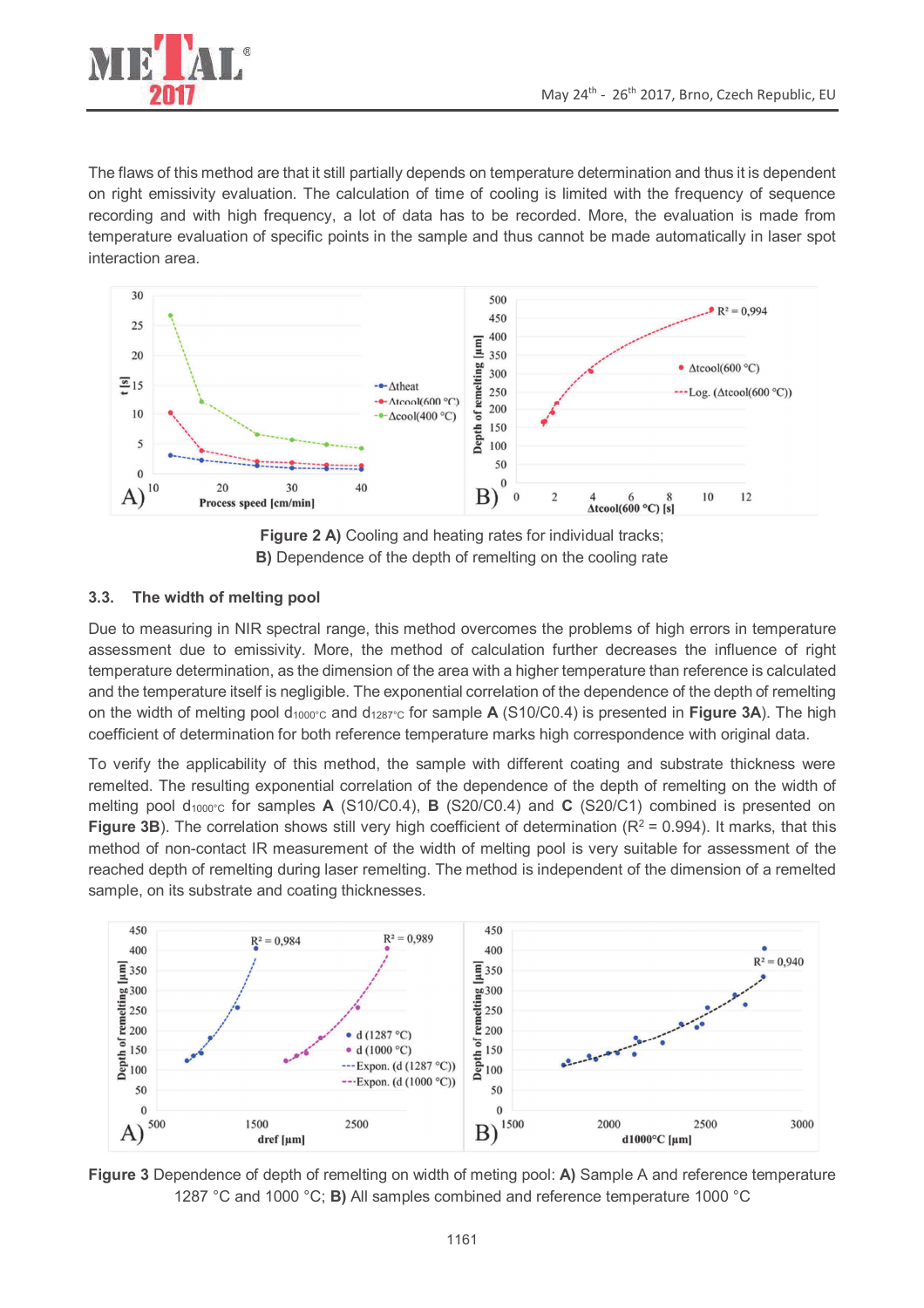The flaws of this method are that it still partially depends on temperature determination and thus it is dependent on right emissivity evaluation. The calculation of time of cooling is limited with the frequency of sequence recording and with high frequency, a lot of data has to be recorded. More, the evaluation is made from temperature evaluation of specific points in the sample and thus cannot be made automatically in laser spot interaction area.

**Figure 2 A)** Cooling and heating rates for individual tracks; **B)** Dependence of the depth of remelting on the cooling rate

### 3.3. The width of melting pool

Due to measuring in NIR spectral range, this method overcomes the problems of high errors in temperature assessment due to emissivity. More, the method of calculation further decreases the influence of right temperature determination, as the dimension of the area with a higher temperature than reference is calculated and the temperature itself is negligible. The exponential correlation of the dependence of the depth of remelting on the width of melting pool $d_{1000°C}$ and $d_{1287°C}$ for sample **A** (S10/C0.4) is presented in **Figure 3A**). The high coefficient of determination for both reference temperature marks high correspondence with original data.

To verify the applicability of this method, the sample with different coating and substrate thickness were remelted. The resulting exponential correlation of the dependence of the depth of remelting on the width of melting pool $d_{1000°C}$ for samples **A** (S10/C0.4), **B** (S20/C0.4) and **C** (S20/C1) combined is presented on **Figure 3B**). The correlation shows still very high coefficient of determination ($R^2$ = 0.994). It marks, that this method of non-contact IR measurement of the width of melting pool is very suitable for assessment of the reached depth of remelting during laser remelting. The method is independent of the dimension of a remelted sample, on its substrate and coating thicknesses.

**Figure 3** Dependence of depth of remelting on width of meting pool: **A)** Sample A and reference temperature 1287 °C and 1000 °C; **B)** All samples combined and reference temperature 1000 °C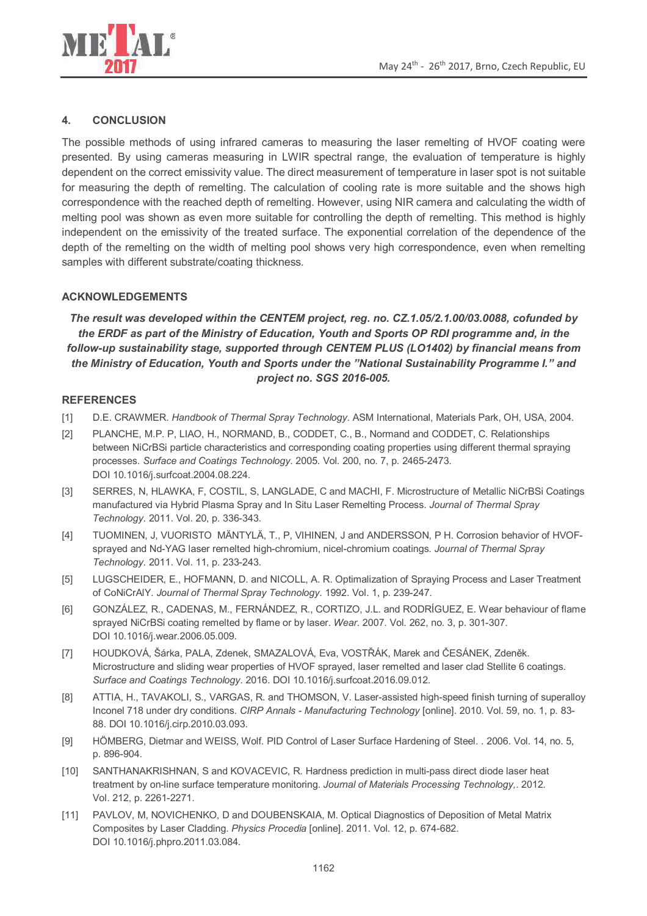## 4. CONCLUSION

The possible methods of using infrared cameras to measuring the laser remelting of HVOF coating were presented. By using cameras measuring in LWIR spectral range, the evaluation of temperature is highly dependent on the correct emissivity value. The direct measurement of temperature in laser spot is not suitable for measuring the depth of remelting. The calculation of cooling rate is more suitable and the shows high correspondence with the reached depth of remelting. However, using NIR camera and calculating the width of melting pool was shown as even more suitable for controlling the depth of remelting. This method is highly independent on the emissivity of the treated surface. The exponential correlation of the dependence of the depth of the remelting on the width of melting pool shows very high correspondence, even when remelting samples with different substrate/coating thickness.

## ACKNOWLEDGEMENTS

***The result was developed within the CENTEM project, reg. no. CZ.1.05/2.1.00/03.0088, cofunded by the ERDF as part of the Ministry of Education, Youth and Sports OP RDI programme and, in the follow-up sustainability stage, supported through CENTEM PLUS (LO1402) by financial means from the Ministry of Education, Youth and Sports under the "National Sustainability Programme I." and project no. SGS 2016-005.***

## REFERENCES

[1] D.E. CRAWMER. *Handbook of Thermal Spray Technology*. ASM International, Materials Park, OH, USA, 2004.

[2] PLANCHE, M.P. P, LIAO, H., NORMAND, B., CODDET, C., B., Normand and CODDET, C. Relationships between NiCrBSi particle characteristics and corresponding coating properties using different thermal spraying processes. *Surface and Coatings Technology*. 2005. Vol. 200, no. 7, p. 2465-2473. DOI 10.1016/j.surfcoat.2004.08.224.

[3] SERRES, N, HLAWKA, F, COSTIL, S, LANGLADE, C and MACHI, F. Microstructure of Metallic NiCrBSi Coatings manufactured via Hybrid Plasma Spray and In Situ Laser Remelting Process. *Journal of Thermal Spray Technology*. 2011. Vol. 20, p. 336-343.

[4] TUOMINEN, J, VUORISTO MÄNTYLÄ, T., P, VIHINEN, J and ANDERSSON, P H. Corrosion behavior of HVOF-sprayed and Nd-YAG laser remelted high-chromium, nicel-chromium coatings. *Journal of Thermal Spray Technology*. 2011. Vol. 11, p. 233-243.

[5] LUGSCHEIDER, E., HOFMANN, D. and NICOLL, A. R. Optimalization of Spraying Process and Laser Treatment of CoNiCrAlY. *Journal of Thermal Spray Technology*. 1992. Vol. 1, p. 239-247.

[6] GONZÁLEZ, R., CADENAS, M., FERNÁNDEZ, R., CORTIZO, J.L. and RODRÍGUEZ, E. Wear behaviour of flame sprayed NiCrBSi coating remelted by flame or by laser. *Wear*. 2007. Vol. 262, no. 3, p. 301-307. DOI 10.1016/j.wear.2006.05.009.

[7] HOUDKOVÁ, Šárka, PALA, Zdenek, SMAZALOVÁ, Eva, VOSTŘÁK, Marek and ČESÁNEK, Zdeněk. Microstructure and sliding wear properties of HVOF sprayed, laser remelted and laser clad Stellite 6 coatings. *Surface and Coatings Technology*. 2016. DOI 10.1016/j.surfcoat.2016.09.012.

[8] ATTIA, H., TAVAKOLI, S., VARGAS, R. and THOMSON, V. Laser-assisted high-speed finish turning of superalloy Inconel 718 under dry conditions. *CIRP Annals - Manufacturing Technology* [online]. 2010. Vol. 59, no. 1, p. 83-88. DOI 10.1016/j.cirp.2010.03.093.

[9] HÖMBERG, Dietmar and WEISS, Wolf. PID Control of Laser Surface Hardening of Steel. . 2006. Vol. 14, no. 5, p. 896-904.

[10] SANTHANAKRISHNAN, S and KOVACEVIC, R. Hardness prediction in multi-pass direct diode laser heat treatment by on-line surface temperature monitoring. *Journal of Materials Processing Technology,*. 2012. Vol. 212, p. 2261-2271.

[11] PAVLOV, M, NOVICHENKO, D and DOUBENSKAIA, M. Optical Diagnostics of Deposition of Metal Matrix Composites by Laser Cladding. *Physics Procedia* [online]. 2011. Vol. 12, p. 674-682. DOI 10.1016/j.phpro.2011.03.084.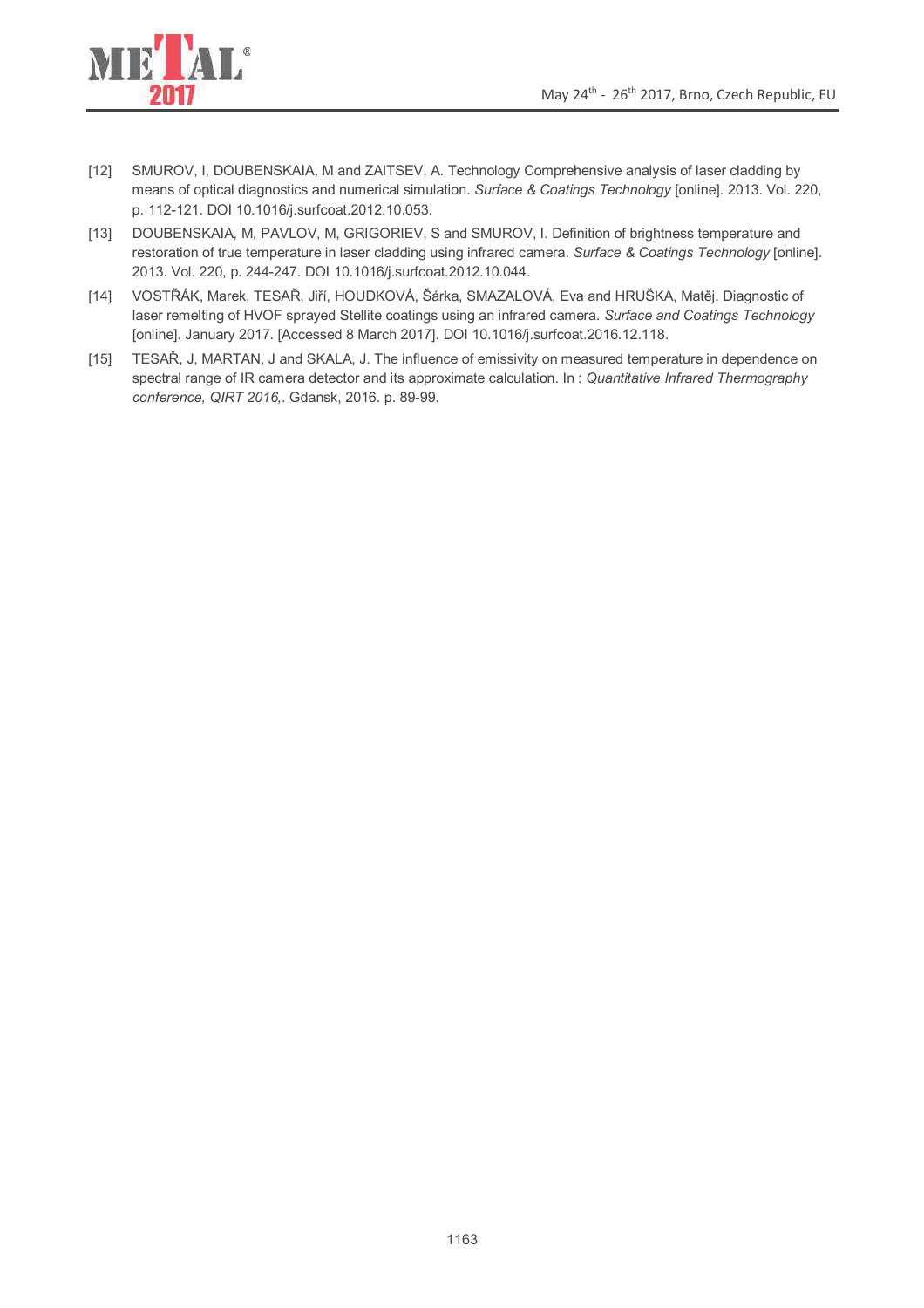[12] SMUROV, I, DOUBENSKAIA, M and ZAITSEV, A. Technology Comprehensive analysis of laser cladding by means of optical diagnostics and numerical simulation. *Surface & Coatings Technology* [online]. 2013. Vol. 220, p. 112-121. DOI 10.1016/j.surfcoat.2012.10.053.

[13] DOUBENSKAIA, M, PAVLOV, M, GRIGORIEV, S and SMUROV, I. Definition of brightness temperature and restoration of true temperature in laser cladding using infrared camera. *Surface & Coatings Technology* [online]. 2013. Vol. 220, p. 244-247. DOI 10.1016/j.surfcoat.2012.10.044.

[14] VOSTŘÁK, Marek, TESAŘ, Jiří, HOUDKOVÁ, Šárka, SMAZALOVÁ, Eva and HRUŠKA, Matěj. Diagnostic of laser remelting of HVOF sprayed Stellite coatings using an infrared camera. *Surface and Coatings Technology* [online]. January 2017. [Accessed 8 March 2017]. DOI 10.1016/j.surfcoat.2016.12.118.

[15] TESAŘ, J, MARTAN, J and SKALA, J. The influence of emissivity on measured temperature in dependence on spectral range of IR camera detector and its approximate calculation. In : *Quantitative Infrared Thermography conference, QIRT 2016,*. Gdansk, 2016. p. 89-99.